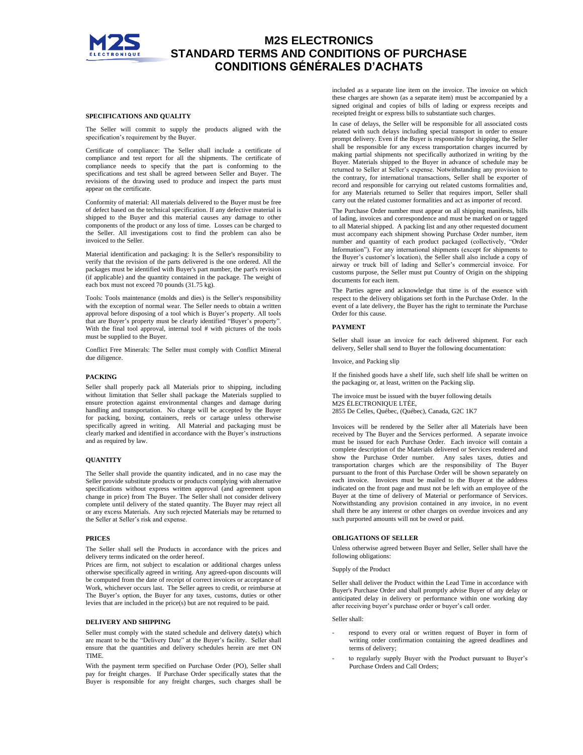# M2S ELECTRONICS
# STANDARD TERMS AND CONDITIONS OF PURCHASE
# CONDITIONS GÉNÉRALES D'ACHATS

## SPECIFICATIONS AND QUALITY

The Seller will commit to supply the products aligned with the specification's requirement by the Buyer.

Certificate of compliance: The Seller shall include a certificate of compliance and test report for all the shipments. The certificate of compliance needs to specify that the part is conforming to the specifications and test shall be agreed between Seller and Buyer. The revisions of the drawing used to produce and inspect the parts must appear on the certificate.

Conformity of material: All materials delivered to the Buyer must be free of defect based on the technical specification. If any defective material is shipped to the Buyer and this material causes any damage to other components of the product or any loss of time. Losses can be charged to the Seller. All investigations cost to find the problem can also be invoiced to the Seller.

Material identification and packaging: It is the Seller's responsibility to verify that the revision of the parts delivered is the one ordered. All the packages must be identified with Buyer's part number, the part's revision (if applicable) and the quantity contained in the package. The weight of each box must not exceed 70 pounds (31.75 kg).

Tools: Tools maintenance (molds and dies) is the Seller's responsibility with the exception of normal wear. The Seller needs to obtain a written approval before disposing of a tool which is Buyer's property. All tools that are Buyer's property must be clearly identified "Buyer's property". With the final tool approval, internal tool # with pictures of the tools must be supplied to the Buyer.

Conflict Free Minerals: The Seller must comply with Conflict Mineral due diligence.

## PACKING

Seller shall properly pack all Materials prior to shipping, including without limitation that Seller shall package the Materials supplied to ensure protection against environmental changes and damage during handling and transportation. No charge will be accepted by the Buyer for packing, boxing, containers, reels or cartage unless otherwise specifically agreed in writing. All Material and packaging must be clearly marked and identified in accordance with the Buyer's instructions and as required by law.

## QUANTITY

The Seller shall provide the quantity indicated, and in no case may the Seller provide substitute products or products complying with alternative specifications without express written approval (and agreement upon change in price) from The Buyer. The Seller shall not consider delivery complete until delivery of the stated quantity. The Buyer may reject all or any excess Materials. Any such rejected Materials may be returned to the Seller at Seller's risk and expense.

## PRICES

The Seller shall sell the Products in accordance with the prices and delivery terms indicated on the order hereof.
Prices are firm, not subject to escalation or additional charges unless otherwise specifically agreed in writing. Any agreed-upon discounts will be computed from the date of receipt of correct invoices or acceptance of Work, whichever occurs last. The Seller agrees to credit, or reimburse at The Buyer's option, the Buyer for any taxes, customs, duties or other levies that are included in the price(s) but are not required to be paid.

## DELIVERY AND SHIPPING

Seller must comply with the stated schedule and delivery date(s) which are meant to be the "Delivery Date" at the Buyer's facility. Seller shall ensure that the quantities and delivery schedules herein are met ON TIME.

With the payment term specified on Purchase Order (PO), Seller shall pay for freight charges. If Purchase Order specifically states that the Buyer is responsible for any freight charges, such charges shall be included as a separate line item on the invoice. The invoice on which these charges are shown (as a separate item) must be accompanied by a signed original and copies of bills of lading or express receipts and receipted freight or express bills to substantiate such charges.

In case of delays, the Seller will be responsible for all associated costs related with such delays including special transport in order to ensure prompt delivery. Even if the Buyer is responsible for shipping, the Seller shall be responsible for any excess transportation charges incurred by making partial shipments not specifically authorized in writing by the Buyer. Materials shipped to the Buyer in advance of schedule may be returned to Seller at Seller's expense. Notwithstanding any provision to the contrary, for international transactions, Seller shall be exporter of record and responsible for carrying out related customs formalities and, for any Materials returned to Seller that requires import, Seller shall carry out the related customer formalities and act as importer of record.

The Purchase Order number must appear on all shipping manifests, bills of lading, invoices and correspondence and must be marked on or tagged to all Material shipped. A packing list and any other requested document must accompany each shipment showing Purchase Order number, item number and quantity of each product packaged (collectively, "Order Information"). For any international shipments (except for shipments to the Buyer's customer's location), the Seller shall also include a copy of airway or truck bill of lading and Seller's commercial invoice. For customs purpose, the Seller must put Country of Origin on the shipping documents for each item.

The Parties agree and acknowledge that time is of the essence with respect to the delivery obligations set forth in the Purchase Order. In the event of a late delivery, the Buyer has the right to terminate the Purchase Order for this cause.

## PAYMENT

Seller shall issue an invoice for each delivered shipment. For each delivery, Seller shall send to Buyer the following documentation:

Invoice, and Packing slip

If the finished goods have a shelf life, such shelf life shall be written on the packaging or, at least, written on the Packing slip.

The invoice must be issued with the buyer following details
M2S ÉLECTRONIQUE LTÉE,
2855 De Celles, Québec, (Québec), Canada, G2C 1K7

Invoices will be rendered by the Seller after all Materials have been received by The Buyer and the Services performed. A separate invoice must be issued for each Purchase Order. Each invoice will contain a complete description of the Materials delivered or Services rendered and show the Purchase Order number. Any sales taxes, duties and transportation charges which are the responsibility of The Buyer pursuant to the front of this Purchase Order will be shown separately on each invoice. Invoices must be mailed to the Buyer at the address indicated on the front page and must not be left with an employee of the Buyer at the time of delivery of Material or performance of Services. Notwithstanding any provision contained in any invoice, in no event shall there be any interest or other charges on overdue invoices and any such purported amounts will not be owed or paid.

## OBLIGATIONS OF SELLER

Unless otherwise agreed between Buyer and Seller, Seller shall have the following obligations:

Supply of the Product

Seller shall deliver the Product within the Lead Time in accordance with Buyer's Purchase Order and shall promptly advise Buyer of any delay or anticipated delay in delivery or performance within one working day after receiving buyer's purchase order or buyer's call order.

Seller shall:

- respond to every oral or written request of Buyer in form of writing order confirmation containing the agreed deadlines and terms of delivery;
- to regularly supply Buyer with the Product pursuant to Buyer's Purchase Orders and Call Orders;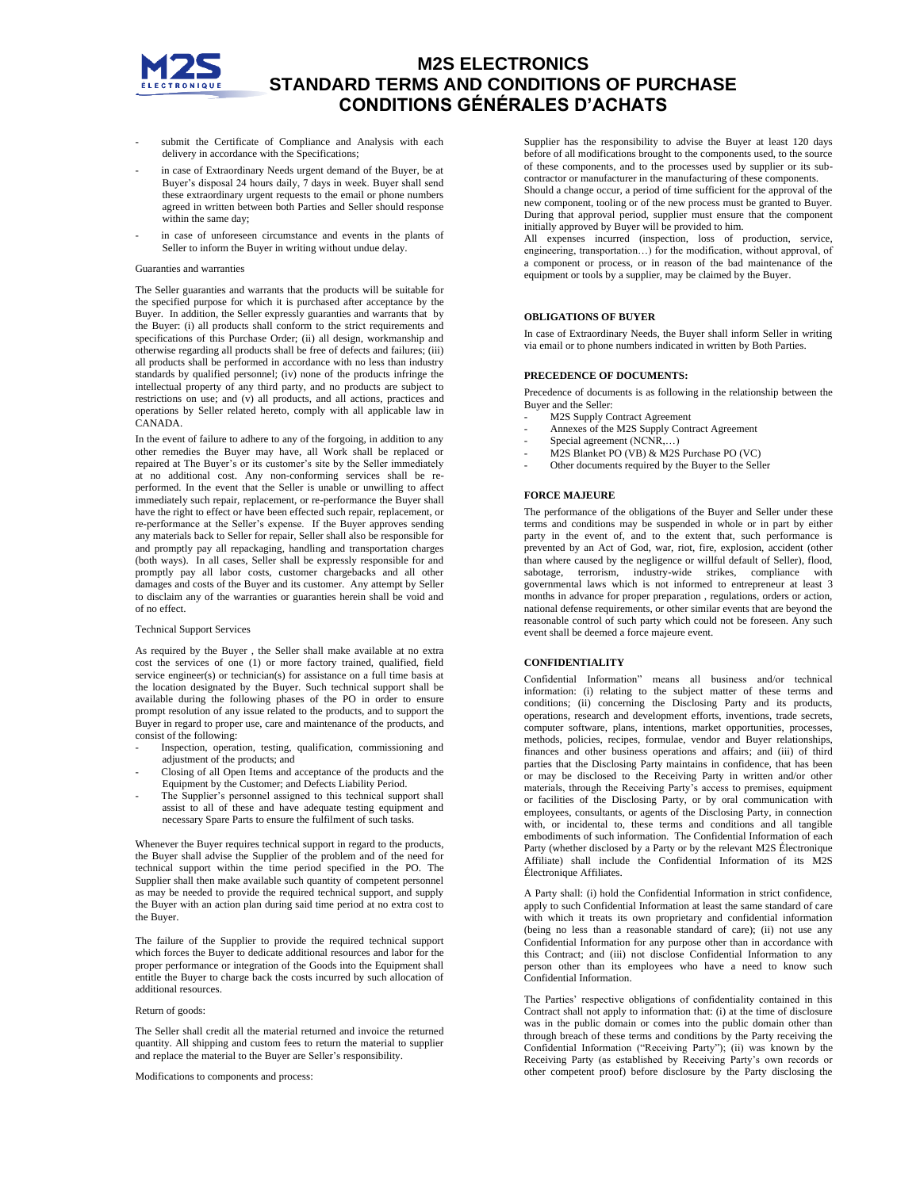- submit the Certificate of Compliance and Analysis with each delivery in accordance with the Specifications;
- in case of Extraordinary Needs urgent demand of the Buyer, be at Buyer's disposal 24 hours daily, 7 days in week. Buyer shall send these extraordinary urgent requests to the email or phone numbers agreed in written between both Parties and Seller should response within the same day;
- in case of unforeseen circumstance and events in the plants of Seller to inform the Buyer in writing without undue delay.

Guaranties and warranties

The Seller guaranties and warrants that the products will be suitable for the specified purpose for which it is purchased after acceptance by the Buyer. In addition, the Seller expressly guaranties and warrants that by the Buyer: (i) all products shall conform to the strict requirements and specifications of this Purchase Order; (ii) all design, workmanship and otherwise regarding all products shall be free of defects and failures; (iii) all products shall be performed in accordance with no less than industry standards by qualified personnel; (iv) none of the products infringe the intellectual property of any third party, and no products are subject to restrictions on use; and (v) all products, and all actions, practices and operations by Seller related hereto, comply with all applicable law in CANADA.

In the event of failure to adhere to any of the forgoing, in addition to any other remedies the Buyer may have, all Work shall be replaced or repaired at The Buyer's or its customer's site by the Seller immediately at no additional cost. Any non-conforming services shall be re-performed. In the event that the Seller is unable or unwilling to affect immediately such repair, replacement, or re-performance the Buyer shall have the right to effect or have been effected such repair, replacement, or re-performance at the Seller's expense. If the Buyer approves sending any materials back to Seller for repair, Seller shall also be responsible for and promptly pay all repackaging, handling and transportation charges (both ways). In all cases, Seller shall be expressly responsible for and promptly pay all labor costs, customer chargebacks and all other damages and costs of the Buyer and its customer. Any attempt by Seller to disclaim any of the warranties or guaranties herein shall be void and of no effect.

Technical Support Services

As required by the Buyer , the Seller shall make available at no extra cost the services of one (1) or more factory trained, qualified, field service engineer(s) or technician(s) for assistance on a full time basis at the location designated by the Buyer. Such technical support shall be available during the following phases of the PO in order to ensure prompt resolution of any issue related to the products, and to support the Buyer in regard to proper use, care and maintenance of the products, and consist of the following:

- Inspection, operation, testing, qualification, commissioning and adjustment of the products; and
- Closing of all Open Items and acceptance of the products and the Equipment by the Customer; and Defects Liability Period.
- The Supplier's personnel assigned to this technical support shall assist to all of these and have adequate testing equipment and necessary Spare Parts to ensure the fulfilment of such tasks.

Whenever the Buyer requires technical support in regard to the products, the Buyer shall advise the Supplier of the problem and of the need for technical support within the time period specified in the PO. The Supplier shall then make available such quantity of competent personnel as may be needed to provide the required technical support, and supply the Buyer with an action plan during said time period at no extra cost to the Buyer.

The failure of the Supplier to provide the required technical support which forces the Buyer to dedicate additional resources and labor for the proper performance or integration of the Goods into the Equipment shall entitle the Buyer to charge back the costs incurred by such allocation of additional resources.

Return of goods:

The Seller shall credit all the material returned and invoice the returned quantity. All shipping and custom fees to return the material to supplier and replace the material to the Buyer are Seller's responsibility.

Modifications to components and process:

Supplier has the responsibility to advise the Buyer at least 120 days before of all modifications brought to the components used, to the source of these components, and to the processes used by supplier or its sub-contractor or manufacturer in the manufacturing of these components.
Should a change occur, a period of time sufficient for the approval of the new component, tooling or of the new process must be granted to Buyer. During that approval period, supplier must ensure that the component initially approved by Buyer will be provided to him.
All expenses incurred (inspection, loss of production, service, engineering, transportation…) for the modification, without approval, of a component or process, or in reason of the bad maintenance of the equipment or tools by a supplier, may be claimed by the Buyer.

## OBLIGATIONS OF BUYER

In case of Extraordinary Needs, the Buyer shall inform Seller in writing via email or to phone numbers indicated in written by Both Parties.

## PRECEDENCE OF DOCUMENTS:

Precedence of documents is as following in the relationship between the Buyer and the Seller:

- M2S Supply Contract Agreement
- Annexes of the M2S Supply Contract Agreement
- Special agreement (NCNR,…)
- M2S Blanket PO (VB) & M2S Purchase PO (VC)
- Other documents required by the Buyer to the Seller

## FORCE MAJEURE

The performance of the obligations of the Buyer and Seller under these terms and conditions may be suspended in whole or in part by either party in the event of, and to the extent that, such performance is prevented by an Act of God, war, riot, fire, explosion, accident (other than where caused by the negligence or willful default of Seller), flood, sabotage, terrorism, industry-wide strikes, compliance with governmental laws which is not informed to entrepreneur at least 3 months in advance for proper preparation , regulations, orders or action, national defense requirements, or other similar events that are beyond the reasonable control of such party which could not be foreseen. Any such event shall be deemed a force majeure event.

## CONFIDENTIALITY

Confidential Information" means all business and/or technical information: (i) relating to the subject matter of these terms and conditions; (ii) concerning the Disclosing Party and its products, operations, research and development efforts, inventions, trade secrets, computer software, plans, intentions, market opportunities, processes, methods, policies, recipes, formulae, vendor and Buyer relationships, finances and other business operations and affairs; and (iii) of third parties that the Disclosing Party maintains in confidence, that has been or may be disclosed to the Receiving Party in written and/or other materials, through the Receiving Party's access to premises, equipment or facilities of the Disclosing Party, or by oral communication with employees, consultants, or agents of the Disclosing Party, in connection with, or incidental to, these terms and conditions and all tangible embodiments of such information. The Confidential Information of each Party (whether disclosed by a Party or by the relevant M2S Électronique Affiliate) shall include the Confidential Information of its M2S Électronique Affiliates.

A Party shall: (i) hold the Confidential Information in strict confidence, apply to such Confidential Information at least the same standard of care with which it treats its own proprietary and confidential information (being no less than a reasonable standard of care); (ii) not use any Confidential Information for any purpose other than in accordance with this Contract; and (iii) not disclose Confidential Information to any person other than its employees who have a need to know such Confidential Information.

The Parties' respective obligations of confidentiality contained in this Contract shall not apply to information that: (i) at the time of disclosure was in the public domain or comes into the public domain other than through breach of these terms and conditions by the Party receiving the Confidential Information ("Receiving Party"); (ii) was known by the Receiving Party (as established by Receiving Party's own records or other competent proof) before disclosure by the Party disclosing the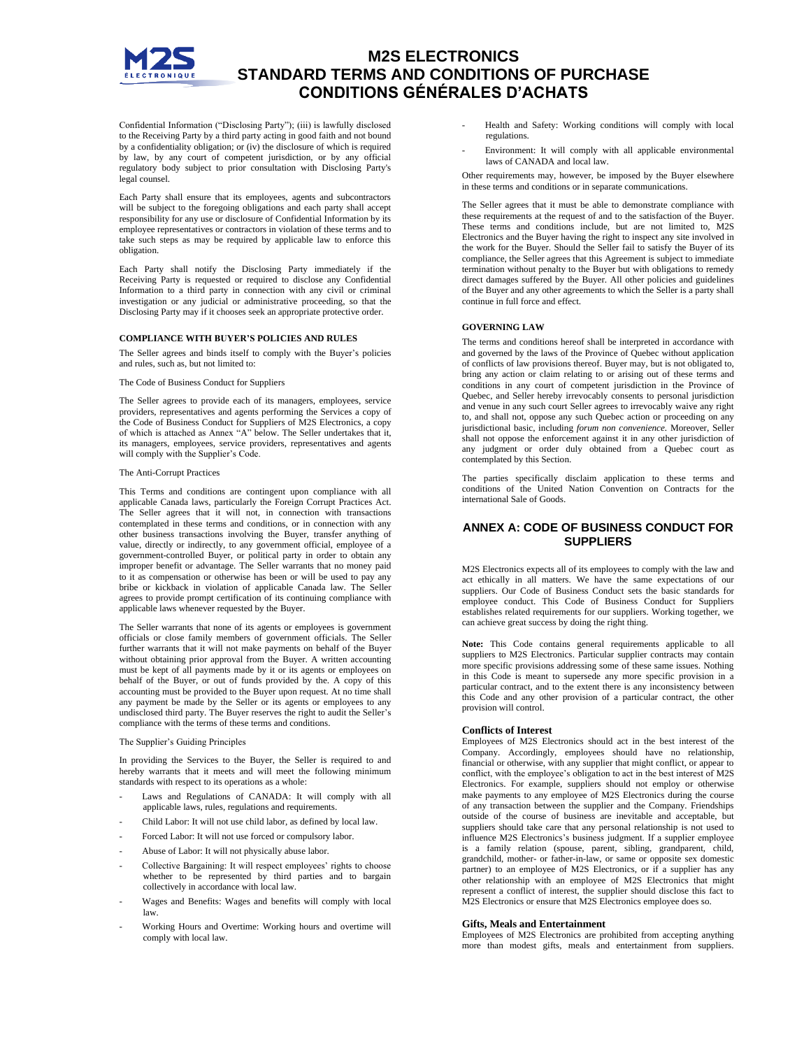Confidential Information ("Disclosing Party"); (iii) is lawfully disclosed to the Receiving Party by a third party acting in good faith and not bound by a confidentiality obligation; or (iv) the disclosure of which is required by law, by any court of competent jurisdiction, or by any official regulatory body subject to prior consultation with Disclosing Party's legal counsel.

Each Party shall ensure that its employees, agents and subcontractors will be subject to the foregoing obligations and each party shall accept responsibility for any use or disclosure of Confidential Information by its employee representatives or contractors in violation of these terms and to take such steps as may be required by applicable law to enforce this obligation.

Each Party shall notify the Disclosing Party immediately if the Receiving Party is requested or required to disclose any Confidential Information to a third party in connection with any civil or criminal investigation or any judicial or administrative proceeding, so that the Disclosing Party may if it chooses seek an appropriate protective order.

**COMPLIANCE WITH BUYER'S POLICIES AND RULES**

The Seller agrees and binds itself to comply with the Buyer's policies and rules, such as, but not limited to:

The Code of Business Conduct for Suppliers

The Seller agrees to provide each of its managers, employees, service providers, representatives and agents performing the Services a copy of the Code of Business Conduct for Suppliers of M2S Electronics, a copy of which is attached as Annex "A" below. The Seller undertakes that it, its managers, employees, service providers, representatives and agents will comply with the Supplier's Code.

The Anti-Corrupt Practices

This Terms and conditions are contingent upon compliance with all applicable Canada laws, particularly the Foreign Corrupt Practices Act. The Seller agrees that it will not, in connection with transactions contemplated in these terms and conditions, or in connection with any other business transactions involving the Buyer, transfer anything of value, directly or indirectly, to any government official, employee of a government-controlled Buyer, or political party in order to obtain any improper benefit or advantage. The Seller warrants that no money paid to it as compensation or otherwise has been or will be used to pay any bribe or kickback in violation of applicable Canada law. The Seller agrees to provide prompt certification of its continuing compliance with applicable laws whenever requested by the Buyer.

The Seller warrants that none of its agents or employees is government officials or close family members of government officials. The Seller further warrants that it will not make payments on behalf of the Buyer without obtaining prior approval from the Buyer. A written accounting must be kept of all payments made by it or its agents or employees on behalf of the Buyer, or out of funds provided by the. A copy of this accounting must be provided to the Buyer upon request. At no time shall any payment be made by the Seller or its agents or employees to any undisclosed third party. The Buyer reserves the right to audit the Seller's compliance with the terms of these terms and conditions.

The Supplier's Guiding Principles

In providing the Services to the Buyer, the Seller is required to and hereby warrants that it meets and will meet the following minimum standards with respect to its operations as a whole:

- Laws and Regulations of CANADA: It will comply with all applicable laws, rules, regulations and requirements.
- Child Labor: It will not use child labor, as defined by local law.
- Forced Labor: It will not use forced or compulsory labor.
- Abuse of Labor: It will not physically abuse labor.
- Collective Bargaining: It will respect employees' rights to choose whether to be represented by third parties and to bargain collectively in accordance with local law.
- Wages and Benefits: Wages and benefits will comply with local law.
- Working Hours and Overtime: Working hours and overtime will comply with local law.
- Health and Safety: Working conditions will comply with local regulations.
- Environment: It will comply with all applicable environmental laws of CANADA and local law.

Other requirements may, however, be imposed by the Buyer elsewhere in these terms and conditions or in separate communications.

The Seller agrees that it must be able to demonstrate compliance with these requirements at the request of and to the satisfaction of the Buyer. These terms and conditions include, but are not limited to, M2S Electronics and the Buyer having the right to inspect any site involved in the work for the Buyer. Should the Seller fail to satisfy the Buyer of its compliance, the Seller agrees that this Agreement is subject to immediate termination without penalty to the Buyer but with obligations to remedy direct damages suffered by the Buyer. All other policies and guidelines of the Buyer and any other agreements to which the Seller is a party shall continue in full force and effect.

**GOVERNING LAW**

The terms and conditions hereof shall be interpreted in accordance with and governed by the laws of the Province of Quebec without application of conflicts of law provisions thereof. Buyer may, but is not obligated to, bring any action or claim relating to or arising out of these terms and conditions in any court of competent jurisdiction in the Province of Quebec, and Seller hereby irrevocably consents to personal jurisdiction and venue in any such court Seller agrees to irrevocably waive any right to, and shall not, oppose any such Quebec action or proceeding on any jurisdictional basic, including *forum non convenience*. Moreover, Seller shall not oppose the enforcement against it in any other jurisdiction of any judgment or order duly obtained from a Quebec court as contemplated by this Section.

The parties specifically disclaim application to these terms and conditions of the United Nation Convention on Contracts for the international Sale of Goods.

## ANNEX A: CODE OF BUSINESS CONDUCT FOR SUPPLIERS

M2S Electronics expects all of its employees to comply with the law and act ethically in all matters. We have the same expectations of our suppliers. Our Code of Business Conduct sets the basic standards for employee conduct. This Code of Business Conduct for Suppliers establishes related requirements for our suppliers. Working together, we can achieve great success by doing the right thing.

**Note:** This Code contains general requirements applicable to all suppliers to M2S Electronics. Particular supplier contracts may contain more specific provisions addressing some of these same issues. Nothing in this Code is meant to supersede any more specific provision in a particular contract, and to the extent there is any inconsistency between this Code and any other provision of a particular contract, the other provision will control.

### Conflicts of Interest

Employees of M2S Electronics should act in the best interest of the Company. Accordingly, employees should have no relationship, financial or otherwise, with any supplier that might conflict, or appear to conflict, with the employee's obligation to act in the best interest of M2S Electronics. For example, suppliers should not employ or otherwise make payments to any employee of M2S Electronics during the course of any transaction between the supplier and the Company. Friendships outside of the course of business are inevitable and acceptable, but suppliers should take care that any personal relationship is not used to influence M2S Electronics's business judgment. If a supplier employee is a family relation (spouse, parent, sibling, grandparent, child, grandchild, mother- or father-in-law, or same or opposite sex domestic partner) to an employee of M2S Electronics, or if a supplier has any other relationship with an employee of M2S Electronics that might represent a conflict of interest, the supplier should disclose this fact to M2S Electronics or ensure that M2S Electronics employee does so.

### Gifts, Meals and Entertainment

Employees of M2S Electronics are prohibited from accepting anything more than modest gifts, meals and entertainment from suppliers.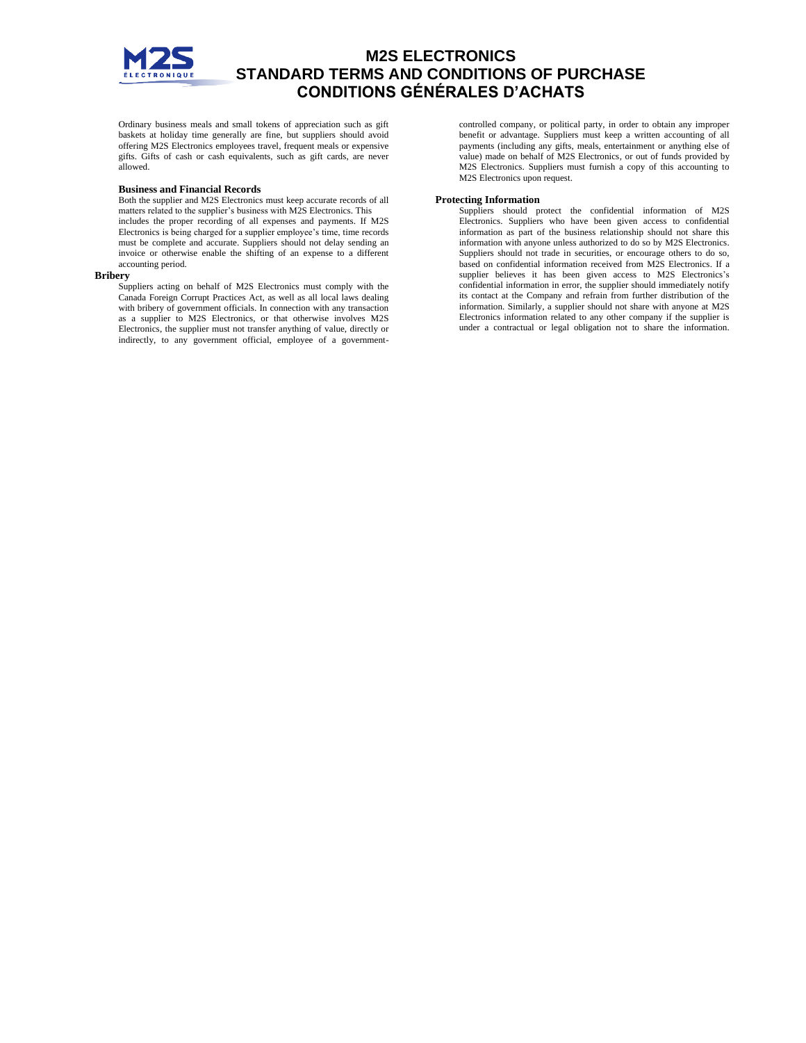Ordinary business meals and small tokens of appreciation such as gift baskets at holiday time generally are fine, but suppliers should avoid offering M2S Electronics employees travel, frequent meals or expensive gifts. Gifts of cash or cash equivalents, such as gift cards, are never allowed.

**Business and Financial Records**

Both the supplier and M2S Electronics must keep accurate records of all matters related to the supplier's business with M2S Electronics. This includes the proper recording of all expenses and payments. If M2S Electronics is being charged for a supplier employee's time, time records must be complete and accurate. Suppliers should not delay sending an invoice or otherwise enable the shifting of an expense to a different accounting period.

**Bribery**

Suppliers acting on behalf of M2S Electronics must comply with the Canada Foreign Corrupt Practices Act, as well as all local laws dealing with bribery of government officials. In connection with any transaction as a supplier to M2S Electronics, or that otherwise involves M2S Electronics, the supplier must not transfer anything of value, directly or indirectly, to any government official, employee of a government-controlled company, or political party, in order to obtain any improper benefit or advantage. Suppliers must keep a written accounting of all payments (including any gifts, meals, entertainment or anything else of value) made on behalf of M2S Electronics, or out of funds provided by M2S Electronics. Suppliers must furnish a copy of this accounting to M2S Electronics upon request.

**Protecting Information**

Suppliers should protect the confidential information of M2S Electronics. Suppliers who have been given access to confidential information as part of the business relationship should not share this information with anyone unless authorized to do so by M2S Electronics. Suppliers should not trade in securities, or encourage others to do so, based on confidential information received from M2S Electronics. If a supplier believes it has been given access to M2S Electronics's confidential information in error, the supplier should immediately notify its contact at the Company and refrain from further distribution of the information. Similarly, a supplier should not share with anyone at M2S Electronics information related to any other company if the supplier is under a contractual or legal obligation not to share the information.